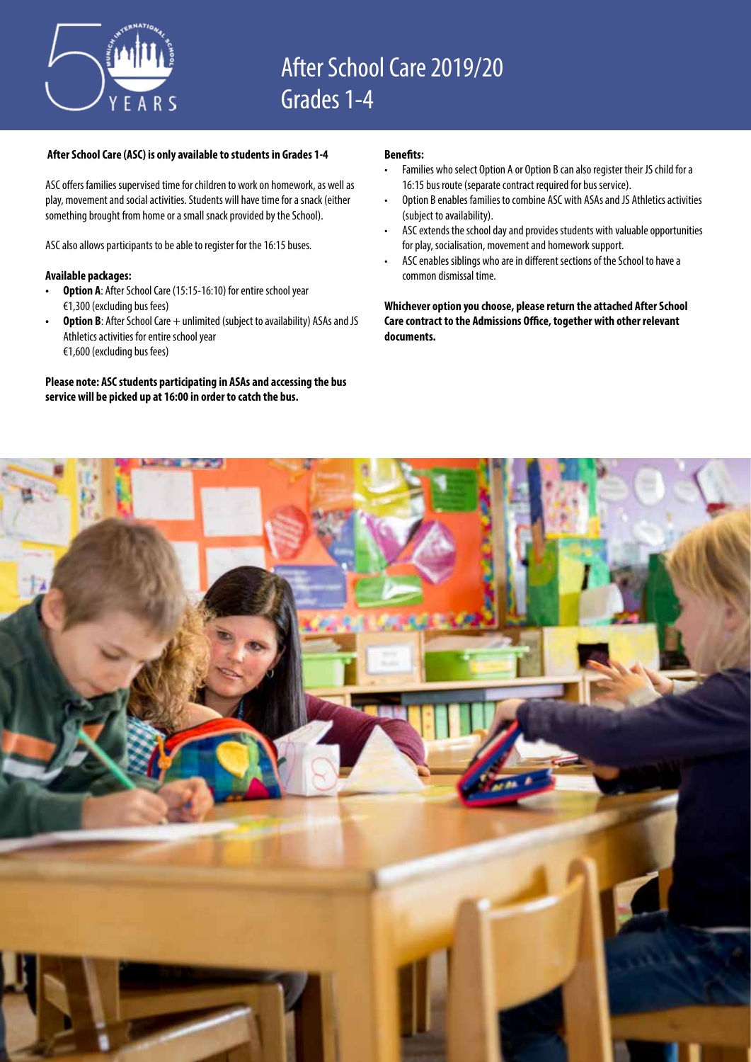# After School Care 2019/20
# Grades 1-4

**After School Care (ASC) is only available to students in Grades 1-4**

ASC offers families supervised time for children to work on homework, as well as play, movement and social activities. Students will have time for a snack (either something brought from home or a small snack provided by the School).

ASC also allows participants to be able to register for the 16:15 buses.

**Available packages:**

- **Option A**: After School Care (15:15-16:10) for entire school year
  €1,300 (excluding bus fees)
- **Option B**: After School Care + unlimited (subject to availability) ASAs and JS Athletics activities for entire school year
  €1,600 (excluding bus fees)

**Please note: ASC students participating in ASAs and accessing the bus service will be picked up at 16:00 in order to catch the bus.**

**Benefits:**

- Families who select Option A or Option B can also register their JS child for a 16:15 bus route (separate contract required for bus service).
- Option B enables families to combine ASC with ASAs and JS Athletics activities (subject to availability).
- ASC extends the school day and provides students with valuable opportunities for play, socialisation, movement and homework support.
- ASC enables siblings who are in different sections of the School to have a common dismissal time.

**Whichever option you choose, please return the attached After School Care contract to the Admissions Office, together with other relevant documents.**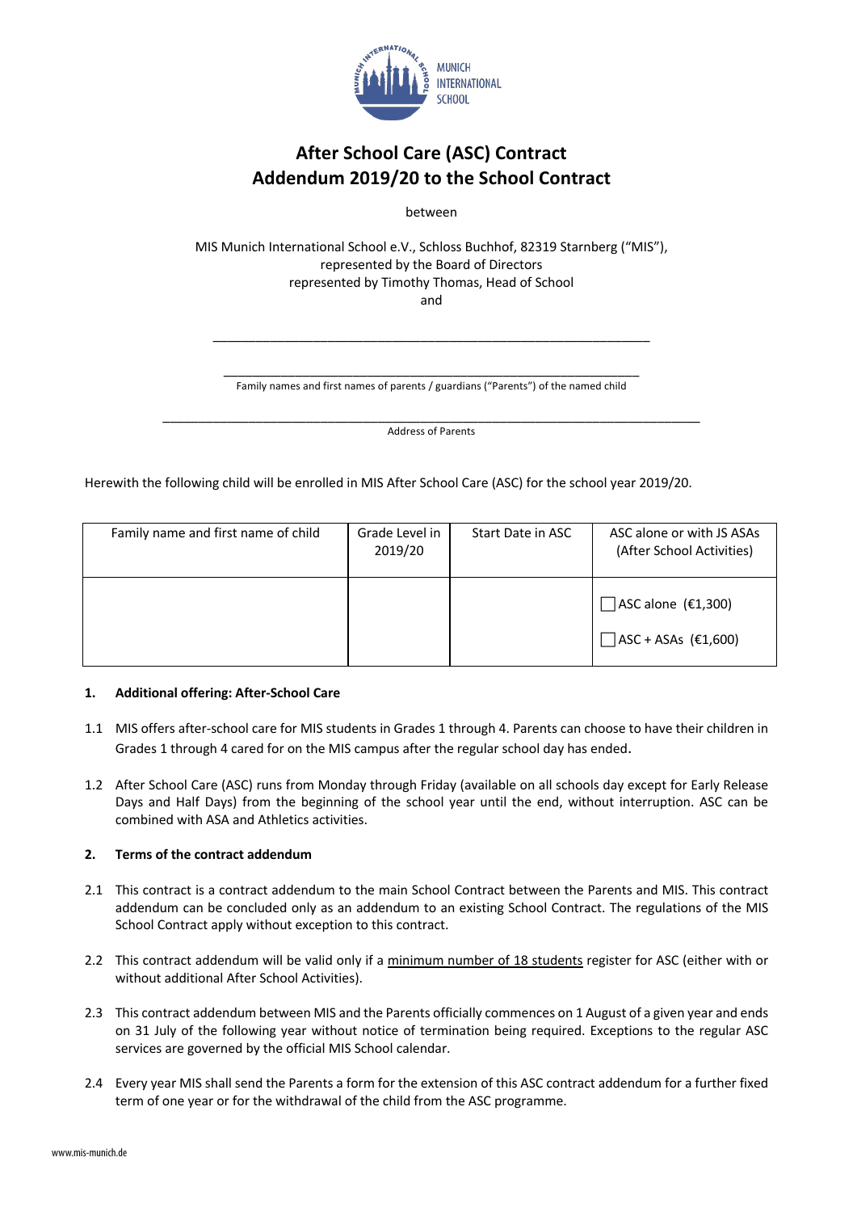# After School Care (ASC) Contract
# Addendum 2019/20 to the School Contract

between

MIS Munich International School e.V., Schloss Buchhof, 82319 Starnberg ("MIS"),
represented by the Board of Directors
represented by Timothy Thomas, Head of School
and

\_\_\_\_\_\_\_\_\_\_\_\_\_\_\_\_\_\_\_\_\_\_\_\_\_\_\_\_\_\_\_\_\_\_\_\_\_\_\_\_\_\_\_\_\_\_\_\_\_\_\_\_\_\_\_\_\_\_\_\_

\_\_\_\_\_\_\_\_\_\_\_\_\_\_\_\_\_\_\_\_\_\_\_\_\_\_\_\_\_\_\_\_\_\_\_\_\_\_\_\_\_\_\_\_\_\_\_\_\_\_\_\_\_\_\_\_\_\_
Family names and first names of parents / guardians ("Parents") of the named child

\_\_\_\_\_\_\_\_\_\_\_\_\_\_\_\_\_\_\_\_\_\_\_\_\_\_\_\_\_\_\_\_\_\_\_\_\_\_\_\_\_\_\_\_\_\_\_\_\_\_\_\_\_\_\_\_\_\_\_\_\_\_\_\_\_\_\_\_\_\_\_\_\_
Address of Parents

Herewith the following child will be enrolled in MIS After School Care (ASC) for the school year 2019/20.

| Family name and first name of child | Grade Level in 2019/20 | Start Date in ASC | ASC alone or with JS ASAs (After School Activities) |
|---|---|---|---|
| | | | ☐ ASC alone (€1,300)<br>☐ ASC + ASAs (€1,600) |

**1. Additional offering: After-School Care**

1.1 MIS offers after-school care for MIS students in Grades 1 through 4. Parents can choose to have their children in Grades 1 through 4 cared for on the MIS campus after the regular school day has ended.

1.2 After School Care (ASC) runs from Monday through Friday (available on all schools day except for Early Release Days and Half Days) from the beginning of the school year until the end, without interruption. ASC can be combined with ASA and Athletics activities.

**2. Terms of the contract addendum**

2.1 This contract is a contract addendum to the main School Contract between the Parents and MIS. This contract addendum can be concluded only as an addendum to an existing School Contract. The regulations of the MIS School Contract apply without exception to this contract.

2.2 This contract addendum will be valid only if a minimum number of 18 students register for ASC (either with or without additional After School Activities).

2.3 This contract addendum between MIS and the Parents officially commences on 1 August of a given year and ends on 31 July of the following year without notice of termination being required. Exceptions to the regular ASC services are governed by the official MIS School calendar.

2.4 Every year MIS shall send the Parents a form for the extension of this ASC contract addendum for a further fixed term of one year or for the withdrawal of the child from the ASC programme.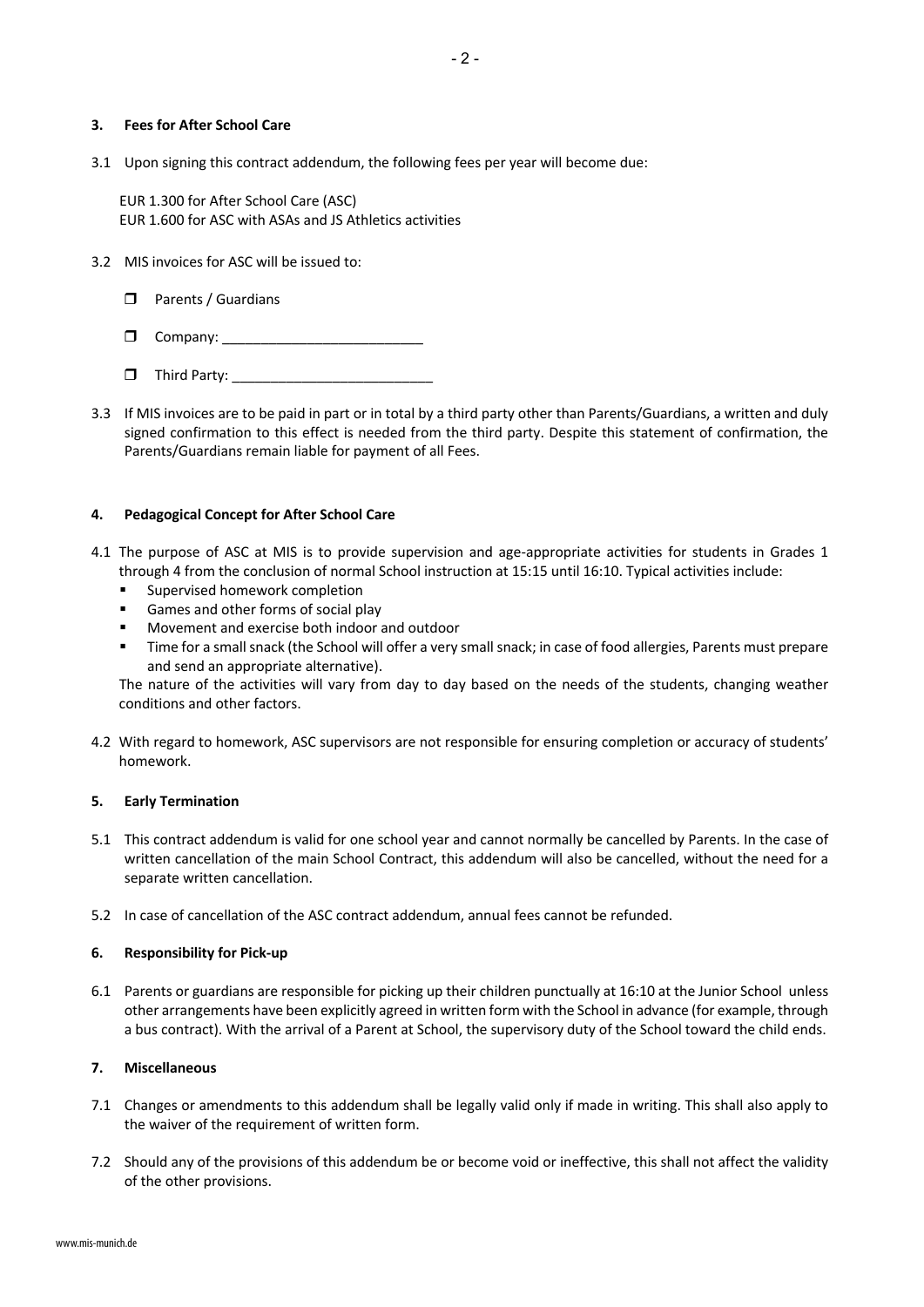### 3. Fees for After School Care

3.1 Upon signing this contract addendum, the following fees per year will become due:

EUR 1.300 for After School Care (ASC)
EUR 1.600 for ASC with ASAs and JS Athletics activities

3.2 MIS invoices for ASC will be issued to:

- ❒ Parents / Guardians
- ❒ Company: ___________________________
- ❒ Third Party: ___________________________

3.3 If MIS invoices are to be paid in part or in total by a third party other than Parents/Guardians, a written and duly signed confirmation to this effect is needed from the third party. Despite this statement of confirmation, the Parents/Guardians remain liable for payment of all Fees.

### 4. Pedagogical Concept for After School Care

4.1 The purpose of ASC at MIS is to provide supervision and age-appropriate activities for students in Grades 1 through 4 from the conclusion of normal School instruction at 15:15 until 16:10. Typical activities include:

- Supervised homework completion
- Games and other forms of social play
- Movement and exercise both indoor and outdoor
- Time for a small snack (the School will offer a very small snack; in case of food allergies, Parents must prepare and send an appropriate alternative).

The nature of the activities will vary from day to day based on the needs of the students, changing weather conditions and other factors.

4.2 With regard to homework, ASC supervisors are not responsible for ensuring completion or accuracy of students' homework.

### 5. Early Termination

5.1 This contract addendum is valid for one school year and cannot normally be cancelled by Parents. In the case of written cancellation of the main School Contract, this addendum will also be cancelled, without the need for a separate written cancellation.

5.2 In case of cancellation of the ASC contract addendum, annual fees cannot be refunded.

### 6. Responsibility for Pick-up

6.1 Parents or guardians are responsible for picking up their children punctually at 16:10 at the Junior School unless other arrangements have been explicitly agreed in written form with the School in advance (for example, through a bus contract). With the arrival of a Parent at School, the supervisory duty of the School toward the child ends.

### 7. Miscellaneous

7.1 Changes or amendments to this addendum shall be legally valid only if made in writing. This shall also apply to the waiver of the requirement of written form.

7.2 Should any of the provisions of this addendum be or become void or ineffective, this shall not affect the validity of the other provisions.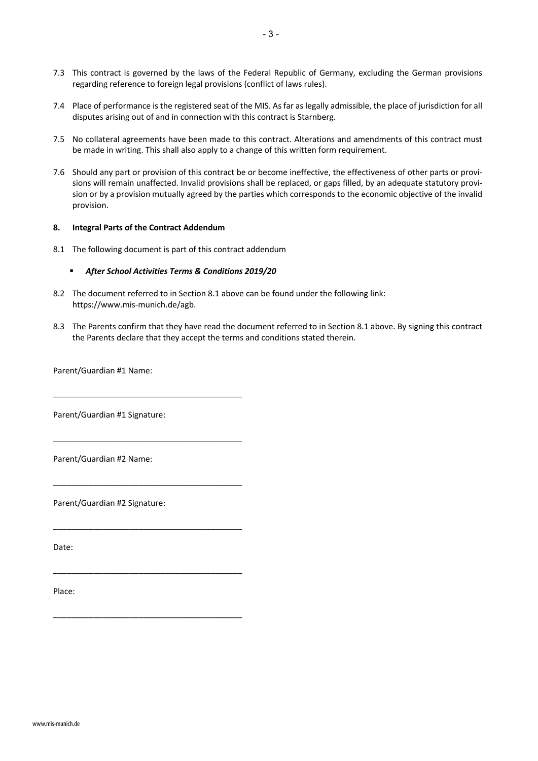7.3 This contract is governed by the laws of the Federal Republic of Germany, excluding the German provisions regarding reference to foreign legal provisions (conflict of laws rules).

7.4 Place of performance is the registered seat of the MIS. As far as legally admissible, the place of jurisdiction for all disputes arising out of and in connection with this contract is Starnberg.

7.5 No collateral agreements have been made to this contract. Alterations and amendments of this contract must be made in writing. This shall also apply to a change of this written form requirement.

7.6 Should any part or provision of this contract be or become ineffective, the effectiveness of other parts or provisions will remain unaffected. Invalid provisions shall be replaced, or gaps filled, by an adequate statutory provision or by a provision mutually agreed by the parties which corresponds to the economic objective of the invalid provision.

**8. Integral Parts of the Contract Addendum**

8.1 The following document is part of this contract addendum

- ***After School Activities Terms & Conditions 2019/20***

8.2 The document referred to in Section 8.1 above can be found under the following link: https://www.mis-munich.de/agb.

8.3 The Parents confirm that they have read the document referred to in Section 8.1 above. By signing this contract the Parents declare that they accept the terms and conditions stated therein.

Parent/Guardian #1 Name:

\_\_\_\_\_\_\_\_\_\_\_\_\_\_\_\_\_\_\_\_\_\_\_\_\_\_\_\_\_\_\_\_\_\_\_\_\_\_\_\_

Parent/Guardian #1 Signature:

\_\_\_\_\_\_\_\_\_\_\_\_\_\_\_\_\_\_\_\_\_\_\_\_\_\_\_\_\_\_\_\_\_\_\_\_\_\_\_\_

Parent/Guardian #2 Name:

\_\_\_\_\_\_\_\_\_\_\_\_\_\_\_\_\_\_\_\_\_\_\_\_\_\_\_\_\_\_\_\_\_\_\_\_\_\_\_\_

Parent/Guardian #2 Signature:

\_\_\_\_\_\_\_\_\_\_\_\_\_\_\_\_\_\_\_\_\_\_\_\_\_\_\_\_\_\_\_\_\_\_\_\_\_\_\_\_

Date:

\_\_\_\_\_\_\_\_\_\_\_\_\_\_\_\_\_\_\_\_\_\_\_\_\_\_\_\_\_\_\_\_\_\_\_\_\_\_\_\_

Place:

\_\_\_\_\_\_\_\_\_\_\_\_\_\_\_\_\_\_\_\_\_\_\_\_\_\_\_\_\_\_\_\_\_\_\_\_\_\_\_\_